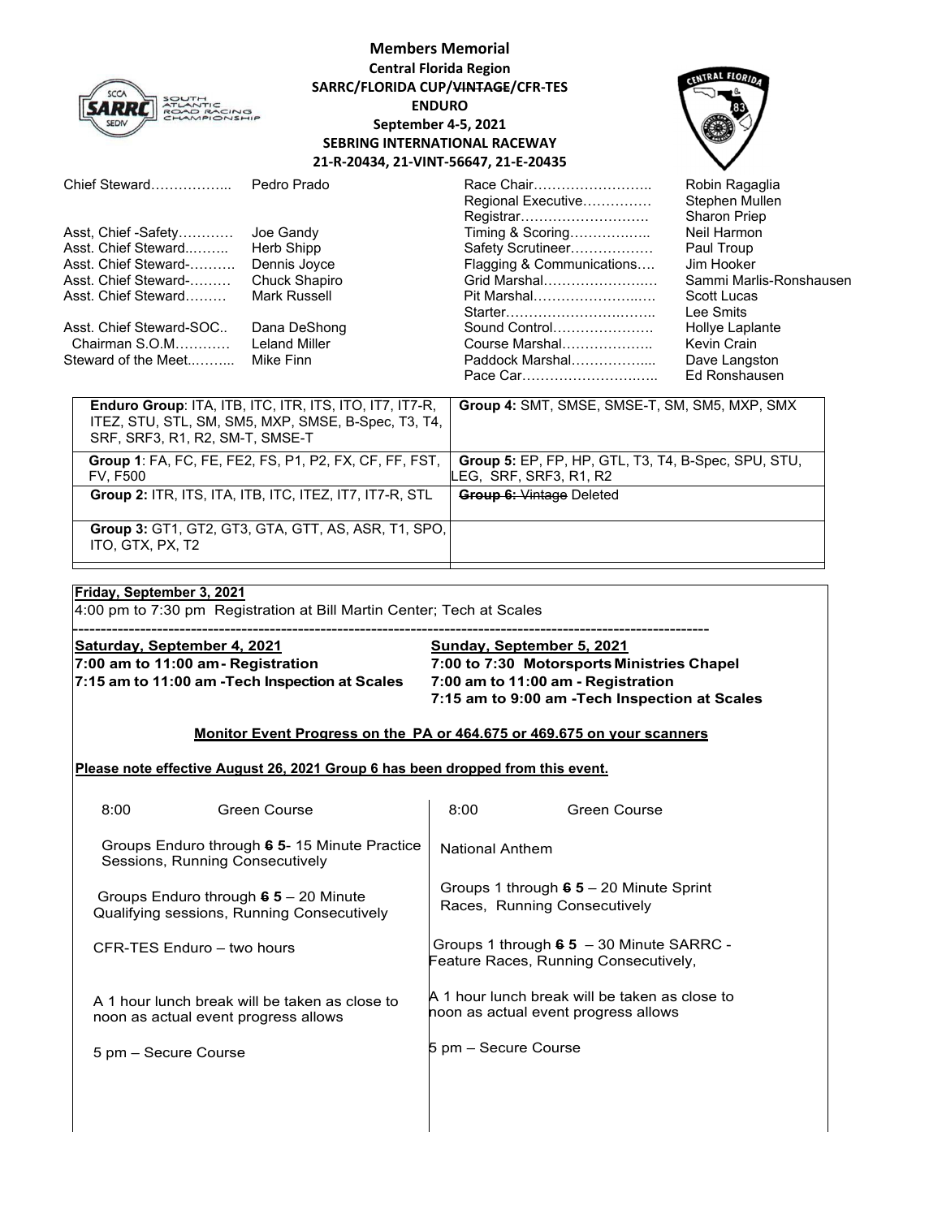# Members Memorial

**Central Florida Region**
**SARRC/FLORIDA CUP/~~VINTAGE~~/CFR-TES**
**ENDURO**
**September 4-5, 2021**
**SEBRING INTERNATIONAL RACEWAY**
**21-R-20434, 21-VINT-56647, 21-E-20435**

| | | | |
|---|---|---|---|
| Chief Steward……………... | Pedro Prado | Race Chair…………………….. | Robin Ragaglia |
| | | Regional Executive…………… | Stephen Mullen |
| | | Registrar………………………. | Sharon Priep |
| Asst, Chief -Safety………… | Joe Gandy | Timing & Scoring…………….. | Neil Harmon |
| Asst. Chief Steward..……... | Herb Shipp | Safety Scrutineer……………… | Paul Troup |
| Asst. Chief Steward-………. | Dennis Joyce | Flagging & Communications…. | Jim Hooker |
| Asst. Chief Steward-……… | Chuck Shapiro | Grid Marshal…………………… | Sammi Marlis-Ronshausen |
| Asst. Chief Steward……… | Mark Russell | Pit Marshal…………………… | Scott Lucas |
| | | Starter…………………………… | Lee Smits |
| Asst. Chief Steward-SOC.. | Dana DeShong | Sound Control…………………. | Hollye Laplante |
| Chairman S.O.M………… | Leland Miller | Course Marshal……………….. | Kevin Crain |
| Steward of the Meet..……... | Mike Finn | Paddock Marshal……………... | Dave Langston |
| | | Pace Car……………………….. | Ed Ronshausen |

| | |
|---|---|
| **Enduro Group**: ITA, ITB, ITC, ITR, ITS, ITO, IT7, IT7-R, ITEZ, STU, STL, SM, SM5, MXP, SMSE, B-Spec, T3, T4, SRF, SRF3, R1, R2, SM-T, SMSE-T | **Group 4:** SMT, SMSE, SMSE-T, SM, SM5, MXP, SMX |
| **Group 1**: FA, FC, FE, FE2, FS, P1, P2, FX, CF, FF, FST, FV, F500 | **Group 5:** EP, FP, HP, GTL, T3, T4, B-Spec, SPU, STU, LEG, SRF, SRF3, R1, R2 |
| **Group 2:** ITR, ITS, ITA, ITB, ITC, ITEZ, IT7, IT7-R, STL | ~~**Group 6:** Vintage~~ Deleted |
| **Group 3:** GT1, GT2, GT3, GTA, GTT, AS, ASR, T1, SPO, ITO, GTX, PX, T2 | |

**Friday, September 3, 2021**

4:00 pm to 7:30 pm Registration at Bill Martin Center; Tech at Scales

**Saturday, September 4, 2021**

**7:00 am to 11:00 am - Registration**
**7:15 am to 11:00 am -Tech Inspection at Scales**

**Sunday, September 5, 2021**

**7:00 to 7:30 Motorsports Ministries Chapel**
**7:00 am to 11:00 am - Registration**
**7:15 am to 9:00 am -Tech Inspection at Scales**

**Monitor Event Progress on the PA or 464.675 or 469.675 on your scanners**

**Please note effective August 26, 2021 Group 6 has been dropped from this event.**

| Saturday | Sunday |
|---|---|
| 8:00 Green Course | 8:00 Green Course |
| Groups Enduro through ~~6~~ **5**- 15 Minute Practice Sessions, Running Consecutively | National Anthem |
| Groups Enduro through ~~6~~ **5** – 20 Minute Qualifying sessions, Running Consecutively | Groups 1 through ~~6~~ **5** – 20 Minute Sprint Races, Running Consecutively |
| CFR-TES Enduro – two hours | Groups 1 through ~~6~~ **5** – 30 Minute SARRC - Feature Races, Running Consecutively, |
| A 1 hour lunch break will be taken as close to noon as actual event progress allows | A 1 hour lunch break will be taken as close to noon as actual event progress allows |
| 5 pm – Secure Course | 5 pm – Secure Course |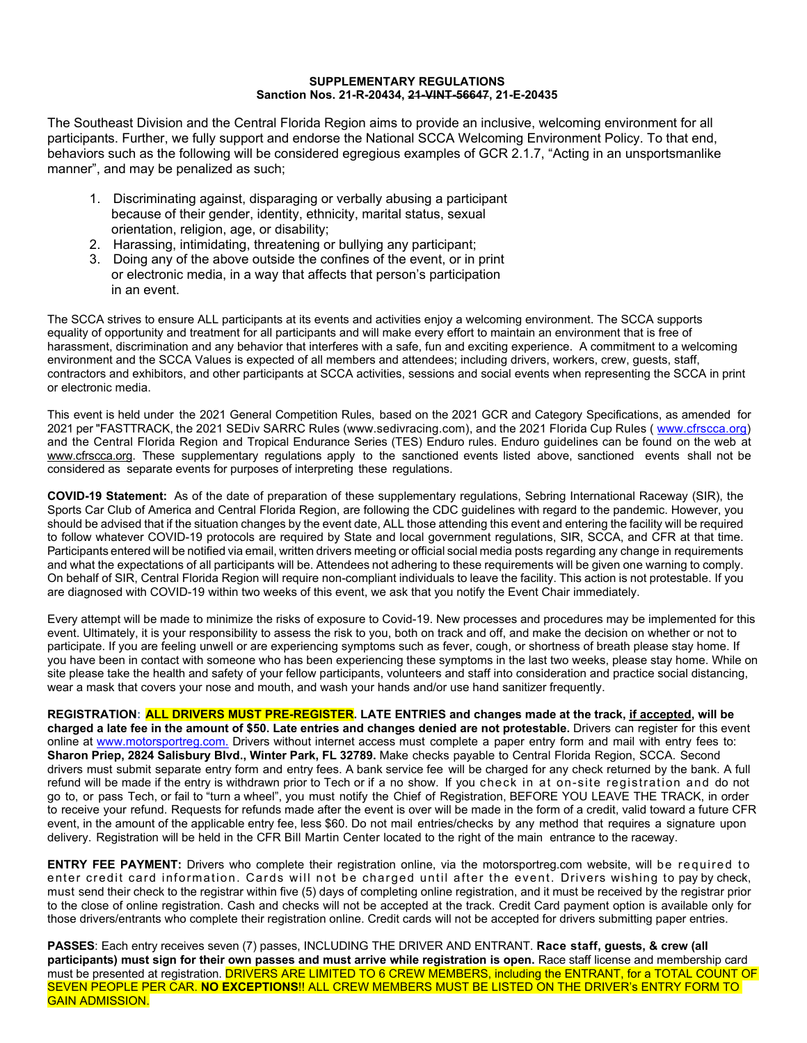**SUPPLEMENTARY REGULATIONS**
**Sanction Nos. 21-R-20434, ~~21-VINT-56647~~, 21-E-20435**

The Southeast Division and the Central Florida Region aims to provide an inclusive, welcoming environment for all participants. Further, we fully support and endorse the National SCCA Welcoming Environment Policy. To that end, behaviors such as the following will be considered egregious examples of GCR 2.1.7, "Acting in an unsportsmanlike manner", and may be penalized as such;

1. Discriminating against, disparaging or verbally abusing a participant because of their gender, identity, ethnicity, marital status, sexual orientation, religion, age, or disability;
2. Harassing, intimidating, threatening or bullying any participant;
3. Doing any of the above outside the confines of the event, or in print or electronic media, in a way that affects that person's participation in an event.

The SCCA strives to ensure ALL participants at its events and activities enjoy a welcoming environment. The SCCA supports equality of opportunity and treatment for all participants and will make every effort to maintain an environment that is free of harassment, discrimination and any behavior that interferes with a safe, fun and exciting experience. A commitment to a welcoming environment and the SCCA Values is expected of all members and attendees; including drivers, workers, crew, guests, staff, contractors and exhibitors, and other participants at SCCA activities, sessions and social events when representing the SCCA in print or electronic media.

This event is held under the 2021 General Competition Rules, based on the 2021 GCR and Category Specifications, as amended for 2021 per "FASTTRACK, the 2021 SEDiv SARRC Rules (www.sedivracing.com), and the 2021 Florida Cup Rules ( www.cfrscca.org) and the Central Florida Region and Tropical Endurance Series (TES) Enduro rules. Enduro guidelines can be found on the web at www.cfrscca.org. These supplementary regulations apply to the sanctioned events listed above, sanctioned events shall not be considered as separate events for purposes of interpreting these regulations.

**COVID-19 Statement:** As of the date of preparation of these supplementary regulations, Sebring International Raceway (SIR), the Sports Car Club of America and Central Florida Region, are following the CDC guidelines with regard to the pandemic. However, you should be advised that if the situation changes by the event date, ALL those attending this event and entering the facility will be required to follow whatever COVID-19 protocols are required by State and local government regulations, SIR, SCCA, and CFR at that time. Participants entered will be notified via email, written drivers meeting or official social media posts regarding any change in requirements and what the expectations of all participants will be. Attendees not adhering to these requirements will be given one warning to comply. On behalf of SIR, Central Florida Region will require non-compliant individuals to leave the facility. This action is not protestable. If you are diagnosed with COVID-19 within two weeks of this event, we ask that you notify the Event Chair immediately.

Every attempt will be made to minimize the risks of exposure to Covid-19. New processes and procedures may be implemented for this event. Ultimately, it is your responsibility to assess the risk to you, both on track and off, and make the decision on whether or not to participate. If you are feeling unwell or are experiencing symptoms such as fever, cough, or shortness of breath please stay home. If you have been in contact with someone who has been experiencing these symptoms in the last two weeks, please stay home. While on site please take the health and safety of your fellow participants, volunteers and staff into consideration and practice social distancing, wear a mask that covers your nose and mouth, and wash your hands and/or use hand sanitizer frequently.

**REGISTRATION: ALL DRIVERS MUST PRE-REGISTER. LATE ENTRIES and changes made at the track, *if accepted*, will be charged a late fee in the amount of $50. Late entries and changes denied are not protestable.** Drivers can register for this event online at www.motorsportreg.com. Drivers without internet access must complete a paper entry form and mail with entry fees to: **Sharon Priep, 2824 Salisbury Blvd., Winter Park, FL 32789.** Make checks payable to Central Florida Region, SCCA. Second drivers must submit separate entry form and entry fees. A bank service fee will be charged for any check returned by the bank. A full refund will be made if the entry is withdrawn prior to Tech or if a no show. If you check in at on-site registration and do not go to, or pass Tech, or fail to "turn a wheel", you must notify the Chief of Registration, BEFORE YOU LEAVE THE TRACK, in order to receive your refund. Requests for refunds made after the event is over will be made in the form of a credit, valid toward a future CFR event, in the amount of the applicable entry fee, less $60. Do not mail entries/checks by any method that requires a signature upon delivery. Registration will be held in the CFR Bill Martin Center located to the right of the main entrance to the raceway.

**ENTRY FEE PAYMENT:** Drivers who complete their registration online, via the motorsportreg.com website, will be required to enter credit card information. Cards will not be charged until after the event. Drivers wishing to pay by check, must send their check to the registrar within five (5) days of completing online registration, and it must be received by the registrar prior to the close of online registration. Cash and checks will not be accepted at the track. Credit Card payment option is available only for those drivers/entrants who complete their registration online. Credit cards will not be accepted for drivers submitting paper entries.

**PASSES**: Each entry receives seven (7) passes, INCLUDING THE DRIVER AND ENTRANT. **Race staff, guests, & crew (all participants) must sign for their own passes and must arrive while registration is open.** Race staff license and membership card must be presented at registration. DRIVERS ARE LIMITED TO 6 CREW MEMBERS, including the ENTRANT, for a TOTAL COUNT OF SEVEN PEOPLE PER CAR. **NO EXCEPTIONS**!! ALL CREW MEMBERS MUST BE LISTED ON THE DRIVER's ENTRY FORM TO GAIN ADMISSION.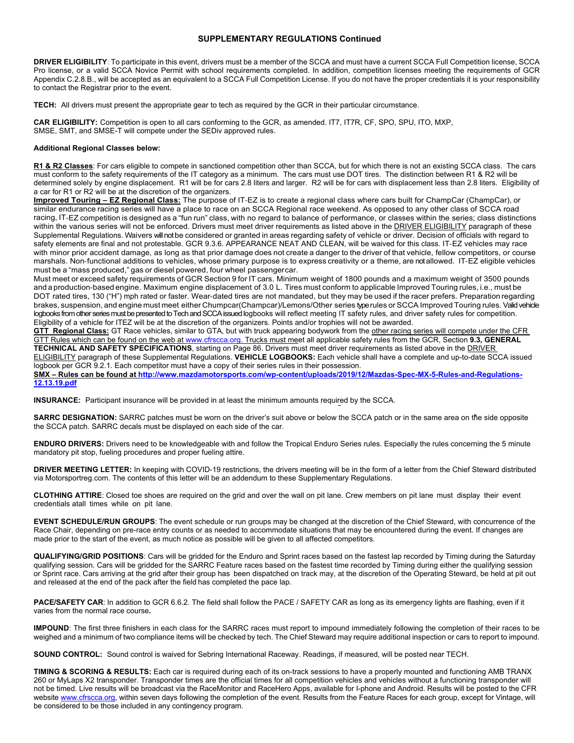## SUPPLEMENTARY REGULATIONS Continued

**DRIVER ELIGIBILITY**: To participate in this event, drivers must be a member of the SCCA and must have a current SCCA Full Competition license, SCCA Pro license, or a valid SCCA Novice Permit with school requirements completed. In addition, competition licenses meeting the requirements of GCR Appendix C.2.8.B., will be accepted as an equivalent to a SCCA Full Competition License. If you do not have the proper credentials it is your responsibility to contact the Registrar prior to the event.

**TECH:** All drivers must present the appropriate gear to tech as required by the GCR in their particular circumstance.

**CAR ELIGIBILITY:** Competition is open to all cars conforming to the GCR, as amended. IT7, IT7R, CF, SPO, SPU, ITO, MXP, SMSE, SMT, and SMSE-T will compete under the SEDiv approved rules.

**Additional Regional Classes below:**

**R1 & R2 Classes**: For cars eligible to compete in sanctioned competition other than SCCA, but for which there is not an existing SCCA class. The cars must conform to the safety requirements of the IT category as a minimum. The cars must use DOT tires. The distinction between R1 & R2 will be determined solely by engine displacement. R1 will be for cars 2.8 liters and larger. R2 will be for cars with displacement less than 2.8 liters. Eligibility of a car for R1 or R2 will be at the discretion of the organizers.

**Improved Touring – EZ Regional Class:** The purpose of IT-EZ is to create a regional class where cars built for ChampCar (ChampCar), or similar endurance racing series will have a place to race on an SCCA Regional race weekend. As opposed to any other class of SCCA road racing, IT-EZ competition is designed as a "fun run" class, with no regard to balance of performance, or classes within the series; class distinctions within the various series will not be enforced. Drivers must meet driver requirements as listed above in the DRIVER ELIGIBILITY paragraph of these Supplemental Regulations. Waivers will not be considered or granted in areas regarding safety of vehicle or driver. Decision of officials with regard to safety elements are final and not protestable. GCR 9.3.6. APPEARANCE NEAT AND CLEAN, will be waived for this class. IT-EZ vehicles may race with minor prior accident damage, as long as that prior damage does not create a danger to the driver of that vehicle, fellow competitors, or course marshals. Non-functional additions to vehicles, whose primary purpose is to express creativity or a theme, are not allowed. IT-EZ eligible vehicles must be a "mass produced," gas or diesel powered, four wheel passenger car.

Must meet or exceed safety requirements of GCR Section 9 for IT cars. Minimum weight of 1800 pounds and a maximum weight of 3500 pounds and a production-based engine. Maximum engine displacement of 3.0 L. Tires must conform to applicable Improved Touring rules, i.e., must be DOT rated tires, 130 ("H") mph rated or faster. Wear-dated tires are not mandated, but they may be used if the racer prefers. Preparation regarding brakes, suspension, and engine must meet either Chumpcar(Champcar)/Lemons/Other series type rules or SCCA Improved Touring rules. Valid vehicle logbooks from other series must be presented to Tech and SCCA issued logbooks will reflect meeting IT safety rules, and driver safety rules for competition. Eligibility of a vehicle for ITEZ will be at the discretion of the organizers. Points and/or trophies will not be awarded.

**GTT Regional Class:** GT Race vehicles, similar to GTA, but with truck appearing bodywork from the other racing series will compete under the CFR GTT Rules which can be found on the web at www.cfrscca.org. Trucks must meet all applicable safety rules from the GCR, Section **9.3, GENERAL TECHNICAL AND SAFETY SPECIFICATIONS**, starting on Page 86. Drivers must meet driver requirements as listed above in the DRIVER ELIGIBILITY paragraph of these Supplemental Regulations. **VEHICLE LOGBOOKS:** Each vehicle shall have a complete and up-to-date SCCA issued logbook per GCR 9.2.1. Each competitor must have a copy of their series rules in their possession.

**SMX – Rules can be found at http://www.mazdamotorsports.com/wp-content/uploads/2019/12/Mazdas-Spec-MX-5-Rules-and-Regulations-12.13.19.pdf**

**INSURANCE:** Participant insurance will be provided in at least the minimum amounts required by the SCCA.

**SARRC DESIGNATION:** SARRC patches must be worn on the driver's suit above or below the SCCA patch or in the same area on the side opposite the SCCA patch. SARRC decals must be displayed on each side of the car.

**ENDURO DRIVERS:** Drivers need to be knowledgeable with and follow the Tropical Enduro Series rules. Especially the rules concerning the 5 minute mandatory pit stop, fueling procedures and proper fueling attire.

**DRIVER MEETING LETTER:** In keeping with COVID-19 restrictions, the drivers meeting will be in the form of a letter from the Chief Steward distributed via Motorsportreg.com. The contents of this letter will be an addendum to these Supplementary Regulations.

**CLOTHING ATTIRE**: Closed toe shoes are required on the grid and over the wall on pit lane. Crew members on pit lane must display their event credentials at all times while on pit lane.

**EVENT SCHEDULE/RUN GROUPS**: The event schedule or run groups may be changed at the discretion of the Chief Steward, with concurrence of the Race Chair, depending on pre-race entry counts or as needed to accommodate situations that may be encountered during the event. If changes are made prior to the start of the event, as much notice as possible will be given to all affected competitors.

**QUALIFYING/GRID POSITIONS**: Cars will be gridded for the Enduro and Sprint races based on the fastest lap recorded by Timing during the Saturday qualifying session. Cars will be gridded for the SARRC Feature races based on the fastest time recorded by Timing during either the qualifying session or Sprint race. Cars arriving at the grid after their group has been dispatched on track may, at the discretion of the Operating Steward, be held at pit out and released at the end of the pack after the field has completed the pace lap.

**PACE/SAFETY CAR**: In addition to GCR 6.6.2. The field shall follow the PACE / SAFETY CAR as long as its emergency lights are flashing, even if it varies from the normal race course.

**IMPOUND**: The first three finishers in each class for the SARRC races must report to impound immediately following the completion of their races to be weighed and a minimum of two compliance items will be checked by tech. The Chief Steward may require additional inspection or cars to report to impound.

**SOUND CONTROL:** Sound control is waived for Sebring International Raceway. Readings, if measured, will be posted near TECH.

**TIMING & SCORING & RESULTS:** Each car is required during each of its on-track sessions to have a properly mounted and functioning AMB TRANX 260 or MyLaps X2 transponder. Transponder times are the official times for all competition vehicles and vehicles without a functioning transponder will not be timed. Live results will be broadcast via the RaceMonitor and RaceHero Apps, available for I-phone and Android. Results will be posted to the CFR website www.cfrscca.org, within seven days following the completion of the event. Results from the Feature Races for each group, except for Vintage, will be considered to be those included in any contingency program.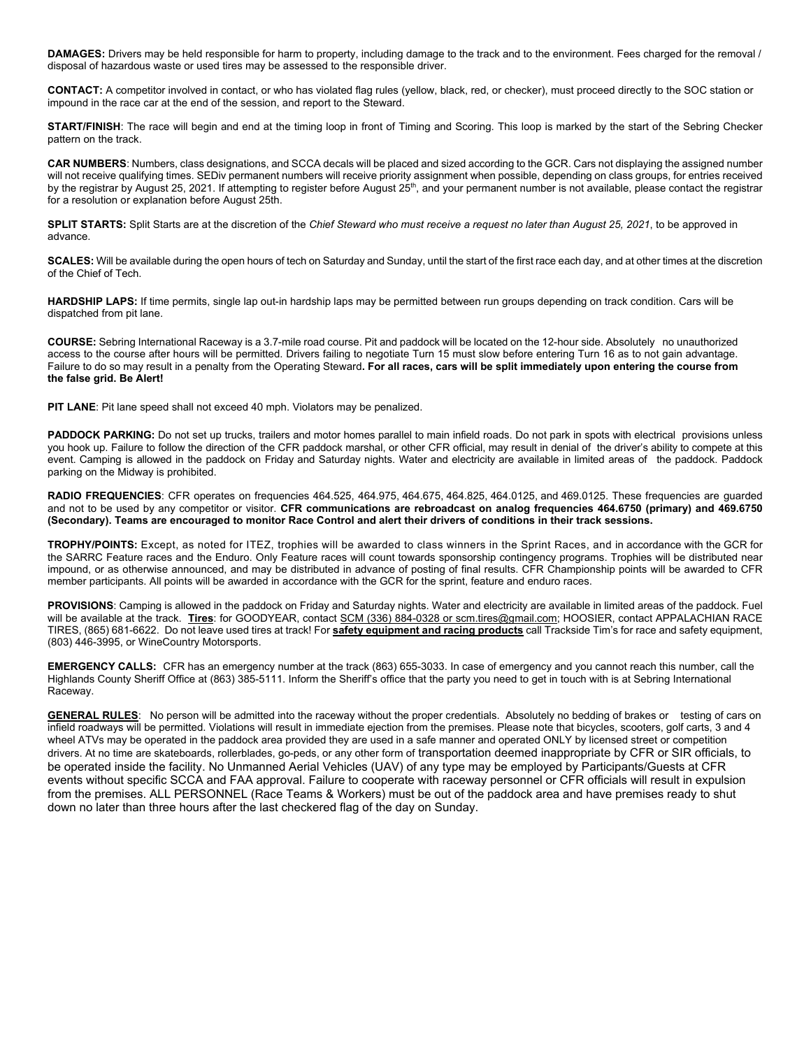**DAMAGES:** Drivers may be held responsible for harm to property, including damage to the track and to the environment. Fees charged for the removal / disposal of hazardous waste or used tires may be assessed to the responsible driver.

**CONTACT:** A competitor involved in contact, or who has violated flag rules (yellow, black, red, or checker), must proceed directly to the SOC station or impound in the race car at the end of the session, and report to the Steward.

**START/FINISH**: The race will begin and end at the timing loop in front of Timing and Scoring. This loop is marked by the start of the Sebring Checker pattern on the track.

**CAR NUMBERS**: Numbers, class designations, and SCCA decals will be placed and sized according to the GCR. Cars not displaying the assigned number will not receive qualifying times. SEDiv permanent numbers will receive priority assignment when possible, depending on class groups, for entries received by the registrar by August 25, 2021. If attempting to register before August 25th, and your permanent number is not available, please contact the registrar for a resolution or explanation before August 25th.

**SPLIT STARTS:** Split Starts are at the discretion of the *Chief Steward who must receive a request no later than August 25, 2021*, to be approved in advance.

**SCALES:** Will be available during the open hours of tech on Saturday and Sunday, until the start of the first race each day, and at other times at the discretion of the Chief of Tech.

**HARDSHIP LAPS:** If time permits, single lap out-in hardship laps may be permitted between run groups depending on track condition. Cars will be dispatched from pit lane.

**COURSE:** Sebring International Raceway is a 3.7-mile road course. Pit and paddock will be located on the 12-hour side. Absolutely no unauthorized access to the course after hours will be permitted. Drivers failing to negotiate Turn 15 must slow before entering Turn 16 as to not gain advantage. Failure to do so may result in a penalty from the Operating Steward**. For all races, cars will be split immediately upon entering the course from the false grid. Be Alert!**

**PIT LANE**: Pit lane speed shall not exceed 40 mph. Violators may be penalized.

**PADDOCK PARKING:** Do not set up trucks, trailers and motor homes parallel to main infield roads. Do not park in spots with electrical provisions unless you hook up. Failure to follow the direction of the CFR paddock marshal, or other CFR official, may result in denial of the driver's ability to compete at this event. Camping is allowed in the paddock on Friday and Saturday nights. Water and electricity are available in limited areas of the paddock. Paddock parking on the Midway is prohibited.

**RADIO FREQUENCIES**: CFR operates on frequencies 464.525, 464.975, 464.675, 464.825, 464.0125, and 469.0125. These frequencies are guarded and not to be used by any competitor or visitor. **CFR communications are rebroadcast on analog frequencies 464.6750 (primary) and 469.6750 (Secondary). Teams are encouraged to monitor Race Control and alert their drivers of conditions in their track sessions.**

**TROPHY/POINTS:** Except, as noted for ITEZ, trophies will be awarded to class winners in the Sprint Races, and in accordance with the GCR for the SARRC Feature races and the Enduro. Only Feature races will count towards sponsorship contingency programs. Trophies will be distributed near impound, or as otherwise announced, and may be distributed in advance of posting of final results. CFR Championship points will be awarded to CFR member participants. All points will be awarded in accordance with the GCR for the sprint, feature and enduro races.

**PROVISIONS**: Camping is allowed in the paddock on Friday and Saturday nights. Water and electricity are available in limited areas of the paddock. Fuel will be available at the track. **Tires**: for GOODYEAR, contact SCM (336) 884-0328 or scm.tires@gmail.com; HOOSIER, contact APPALACHIAN RACE TIRES, (865) 681-6622. Do not leave used tires at track! For **safety equipment and racing products** call Trackside Tim's for race and safety equipment, (803) 446-3995, or WineCountry Motorsports.

**EMERGENCY CALLS:** CFR has an emergency number at the track (863) 655-3033. In case of emergency and you cannot reach this number, call the Highlands County Sheriff Office at (863) 385-5111. Inform the Sheriff's office that the party you need to get in touch with is at Sebring International Raceway.

**GENERAL RULES**: No person will be admitted into the raceway without the proper credentials. Absolutely no bedding of brakes or testing of cars on infield roadways will be permitted. Violations will result in immediate ejection from the premises. Please note that bicycles, scooters, golf carts, 3 and 4 wheel ATVs may be operated in the paddock area provided they are used in a safe manner and operated ONLY by licensed street or competition drivers. At no time are skateboards, rollerblades, go-peds, or any other form of transportation deemed inappropriate by CFR or SIR officials, to be operated inside the facility. No Unmanned Aerial Vehicles (UAV) of any type may be employed by Participants/Guests at CFR events without specific SCCA and FAA approval. Failure to cooperate with raceway personnel or CFR officials will result in expulsion from the premises. ALL PERSONNEL (Race Teams & Workers) must be out of the paddock area and have premises ready to shut down no later than three hours after the last checkered flag of the day on Sunday.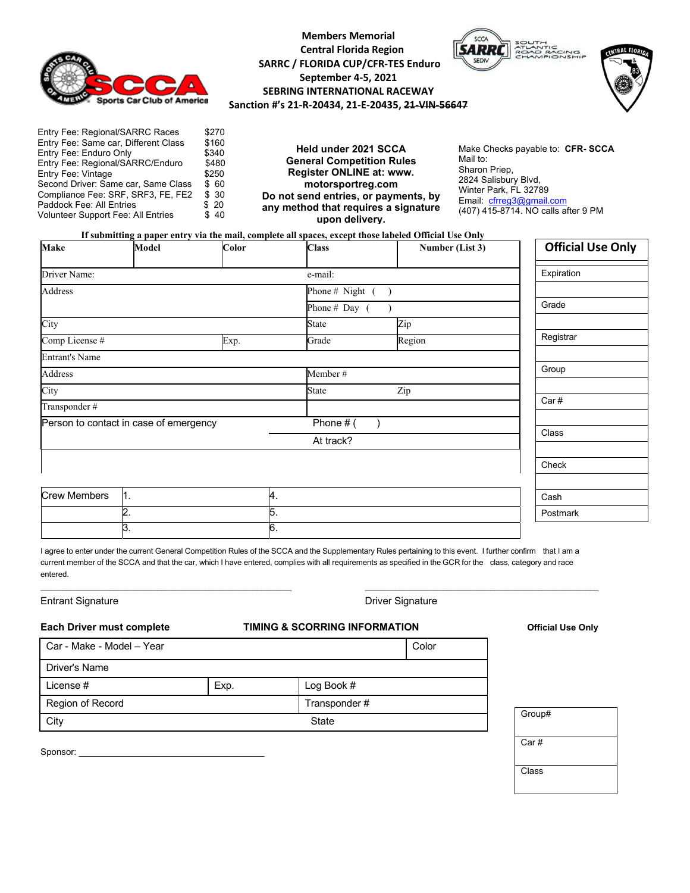**Members Memorial**
**Central Florida Region**
**SARRC / FLORIDA CUP/CFR-TES Enduro**
**September 4-5, 2021**
**SEBRING INTERNATIONAL RACEWAY**
**Sanction #'s 21-R-20434, 21-E-20435, ~~21-VIN-56647~~**

SCCA Sports Car Club of America

SCCA SARRC SEDIV — SOUTH ATLANTIC ROAD RACING CHAMPIONSHIP

CENTRAL FLORIDA 83

| | |
|---|---|
| Entry Fee: Regional/SARRC Races | $270 |
| Entry Fee: Same car, Different Class | $160 |
| Entry Fee: Enduro Only | $340 |
| Entry Fee: Regional/SARRC/Enduro | $480 |
| Entry Fee: Vintage | $250 |
| Second Driver: Same car, Same Class | $ 60 |
| Compliance Fee: SRF, SRF3, FE, FE2 | $ 30 |
| Paddock Fee: All Entries | $ 20 |
| Volunteer Support Fee: All Entries | $ 40 |

**Held under 2021 SCCA General Competition Rules**
**Register ONLINE at: www. motorsportreg.com**
**Do not send entries, or payments, by any method that requires a signature upon delivery.**

Make Checks payable to: **CFR- SCCA**
Mail to:
Sharon Priep,
2824 Salisbury Blvd,
Winter Park, FL 32789
Email: cfrreg3@gmail.com
(407) 415-8714. NO calls after 9 PM

**If submitting a paper entry via the mail, complete all spaces, except those labeled Official Use Only**

| **Make** | **Model** | **Color** | **Class** | **Number (List 3)** |
|---|---|---|---|---|
| Driver Name: | | | e-mail: | |
| Address | | | Phone # Night ( ) | |
| | | | Phone # Day ( ) | |
| City | | | State | Zip |
| Comp License # | | Exp. | Grade | Region |
| Entrant's Name | | | | |
| Address | | | Member # | |
| City | | | State | Zip |
| Transponder # | | | | |
| Person to contact in case of emergency | | | Phone # ( ) | |
| | | | At track? | |

| **Official Use Only** |
|---|
| Expiration |
| |
| Grade |
| |
| Registrar |
| |
| Group |
| |
| Car # |
| |
| Class |
| |
| Check |
| |
| Cash |
| Postmark |

| Crew Members | 1. | 4. |
|---|---|---|
| | 2. | 5. |
| | 3. | 6. |

I agree to enter under the current General Competition Rules of the SCCA and the Supplementary Rules pertaining to this event. I further confirm that I am a current member of the SCCA and that the car, which I have entered, complies with all requirements as specified in the GCR for the class, category and race entered.

\_\_\_\_\_\_\_\_\_\_\_\_\_\_\_\_\_\_\_\_\_\_\_\_\_\_\_\_\_\_\_\_\_\_\_\_\_\_\_\_ &nbsp;&nbsp;&nbsp;&nbsp; \_\_\_\_\_\_\_\_\_\_\_\_\_\_\_\_\_\_\_\_\_\_\_\_\_\_\_\_\_\_\_\_\_\_\_\_\_\_\_\_

Entrant Signature &nbsp;&nbsp;&nbsp;&nbsp; Driver Signature

**Each Driver must complete** &nbsp;&nbsp; **TIMING & SCORRING INFORMATION** &nbsp;&nbsp; **Official Use Only**

| Car - Make - Model – Year | | | Color |
|---|---|---|---|
| Driver's Name | | | |
| License # | Exp. | Log Book # | |
| Region of Record | | Transponder # | |
| City | | State | |

| |
|---|
| Group# |
| Car # |
| Class |

Sponsor: \_\_\_\_\_\_\_\_\_\_\_\_\_\_\_\_\_\_\_\_\_\_\_\_\_\_\_\_\_\_\_\_\_\_\_\_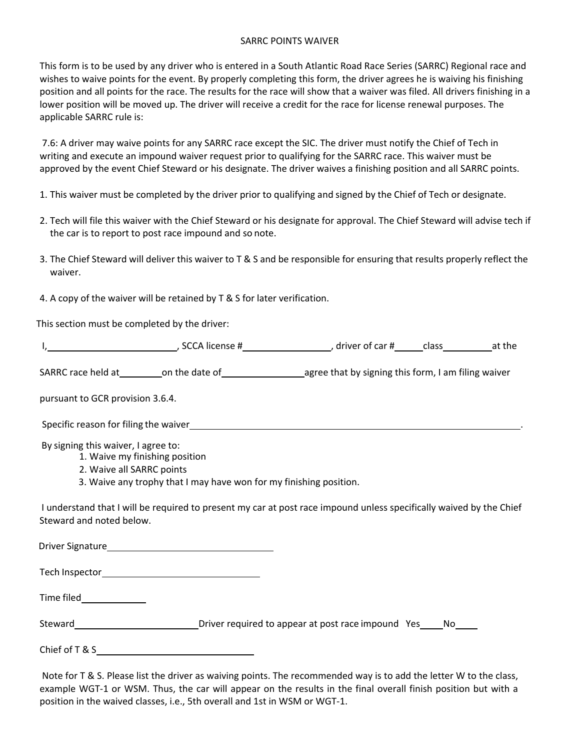# SARRC POINTS WAIVER

This form is to be used by any driver who is entered in a South Atlantic Road Race Series (SARRC) Regional race and wishes to waive points for the event. By properly completing this form, the driver agrees he is waiving his finishing position and all points for the race. The results for the race will show that a waiver was filed. All drivers finishing in a lower position will be moved up. The driver will receive a credit for the race for license renewal purposes. The applicable SARRC rule is:

7.6: A driver may waive points for any SARRC race except the SIC. The driver must notify the Chief of Tech in writing and execute an impound waiver request prior to qualifying for the SARRC race. This waiver must be approved by the event Chief Steward or his designate. The driver waives a finishing position and all SARRC points.

1. This waiver must be completed by the driver prior to qualifying and signed by the Chief of Tech or designate.
2. Tech will file this waiver with the Chief Steward or his designate for approval. The Chief Steward will advise tech if the car is to report to post race impound and so note.
3. The Chief Steward will deliver this waiver to T & S and be responsible for ensuring that results properly reflect the waiver.
4. A copy of the waiver will be retained by T & S for later verification.

This section must be completed by the driver:

I,\_\_\_\_\_\_\_\_\_\_\_\_\_\_\_\_\_\_\_\_\_\_\_\_\_\_, SCCA license #\_\_\_\_\_\_\_\_\_\_\_\_\_\_\_\_\_\_, driver of car #\_\_\_\_\_\_class\_\_\_\_\_\_\_\_\_\_at the

SARRC race held at\_\_\_\_\_\_\_\_\_on the date of\_\_\_\_\_\_\_\_\_\_\_\_\_\_\_\_\_agree that by signing this form, I am filing waiver

pursuant to GCR provision 3.6.4.

Specific reason for filing the waiver\_\_\_\_\_\_\_\_\_\_\_\_\_\_\_\_\_\_\_\_\_\_\_\_\_\_\_\_\_\_\_\_\_\_\_\_\_\_\_\_\_\_\_\_\_\_\_\_\_\_\_\_\_\_\_\_\_\_\_\_\_\_\_\_\_.

By signing this waiver, I agree to:

1. Waive my finishing position
2. Waive all SARRC points
3. Waive any trophy that I may have won for my finishing position.

I understand that I will be required to present my car at post race impound unless specifically waived by the Chief Steward and noted below.

Driver Signature\_\_\_\_\_\_\_\_\_\_\_\_\_\_\_\_\_\_\_\_\_\_\_\_\_\_\_\_\_\_\_\_\_\_\_

Tech Inspector\_\_\_\_\_\_\_\_\_\_\_\_\_\_\_\_\_\_\_\_\_\_\_\_\_\_\_\_\_\_\_\_\_\_

Time filed\_\_\_\_\_\_\_\_\_\_\_\_\_\_

Steward\_\_\_\_\_\_\_\_\_\_\_\_\_\_\_\_\_\_\_\_\_\_\_\_\_\_Driver required to appear at post race impound Yes\_\_\_\_\_No\_\_\_\_\_

Chief of T & S\_\_\_\_\_\_\_\_\_\_\_\_\_\_\_\_\_\_\_\_\_\_\_\_\_\_\_\_\_\_\_\_\_\_\_

Note for T & S. Please list the driver as waiving points. The recommended way is to add the letter W to the class, example WGT-1 or WSM. Thus, the car will appear on the results in the final overall finish position but with a position in the waived classes, i.e., 5th overall and 1st in WSM or WGT-1.